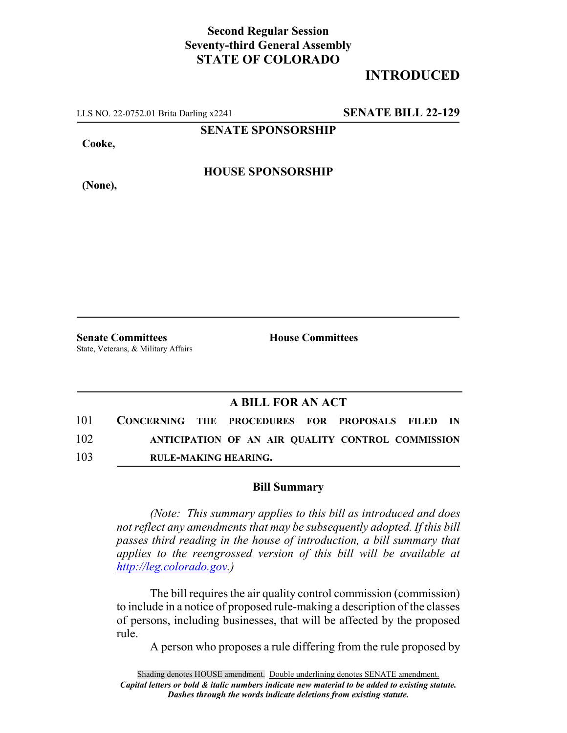**Second Regular Session**
**Seventy-third General Assembly**
**STATE OF COLORADO**

# INTRODUCED

LLS NO. 22-0752.01 Brita Darling x2241 **SENATE BILL 22-129**

**SENATE SPONSORSHIP**

**Cooke,**

**HOUSE SPONSORSHIP**

**(None),**

**Senate Committees**
State, Veterans, & Military Affairs

**House Committees**

## A BILL FOR AN ACT

101 **CONCERNING THE PROCEDURES FOR PROPOSALS FILED IN**
102 **ANTICIPATION OF AN AIR QUALITY CONTROL COMMISSION**
103 **RULE-MAKING HEARING.**

### Bill Summary

*(Note: This summary applies to this bill as introduced and does not reflect any amendments that may be subsequently adopted. If this bill passes third reading in the house of introduction, a bill summary that applies to the reengrossed version of this bill will be available at http://leg.colorado.gov.)*

The bill requires the air quality control commission (commission) to include in a notice of proposed rule-making a description of the classes of persons, including businesses, that will be affected by the proposed rule.

A person who proposes a rule differing from the rule proposed by

Shading denotes HOUSE amendment. Double underlining denotes SENATE amendment.
***Capital letters or bold & italic numbers indicate new material to be added to existing statute.***
***Dashes through the words indicate deletions from existing statute.***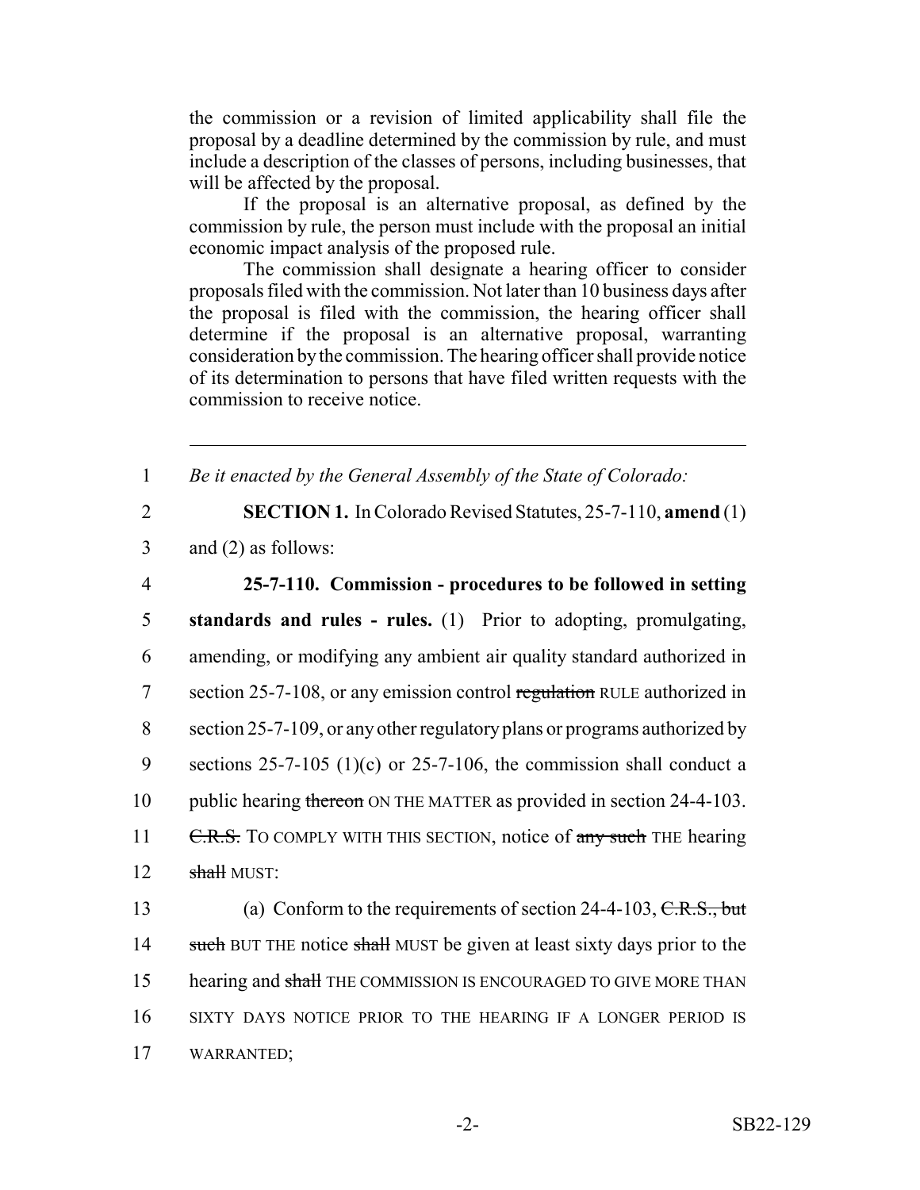the commission or a revision of limited applicability shall file the proposal by a deadline determined by the commission by rule, and must include a description of the classes of persons, including businesses, that will be affected by the proposal.

If the proposal is an alternative proposal, as defined by the commission by rule, the person must include with the proposal an initial economic impact analysis of the proposed rule.

The commission shall designate a hearing officer to consider proposals filed with the commission. Not later than 10 business days after the proposal is filed with the commission, the hearing officer shall determine if the proposal is an alternative proposal, warranting consideration by the commission. The hearing officer shall provide notice of its determination to persons that have filed written requests with the commission to receive notice.

---

1 *Be it enacted by the General Assembly of the State of Colorado:*

2 **SECTION 1.** In Colorado Revised Statutes, 25-7-110, **amend** (1)
3 and (2) as follows:

4 **25-7-110. Commission - procedures to be followed in setting**
5 **standards and rules - rules.** (1) Prior to adopting, promulgating,
6 amending, or modifying any ambient air quality standard authorized in
7 section 25-7-108, or any emission control ~~regulation~~ RULE authorized in
8 section 25-7-109, or any other regulatory plans or programs authorized by
9 sections 25-7-105 (1)(c) or 25-7-106, the commission shall conduct a
10 public hearing ~~thereon~~ ON THE MATTER as provided in section 24-4-103.
11 ~~C.R.S.~~ TO COMPLY WITH THIS SECTION, notice of ~~any such~~ THE hearing
12 ~~shall~~ MUST:

13 (a) Conform to the requirements of section 24-4-103, ~~C.R.S., but~~
14 ~~such~~ BUT THE notice ~~shall~~ MUST be given at least sixty days prior to the
15 hearing and ~~shall~~ THE COMMISSION IS ENCOURAGED TO GIVE MORE THAN
16 SIXTY DAYS NOTICE PRIOR TO THE HEARING IF A LONGER PERIOD IS
17 WARRANTED;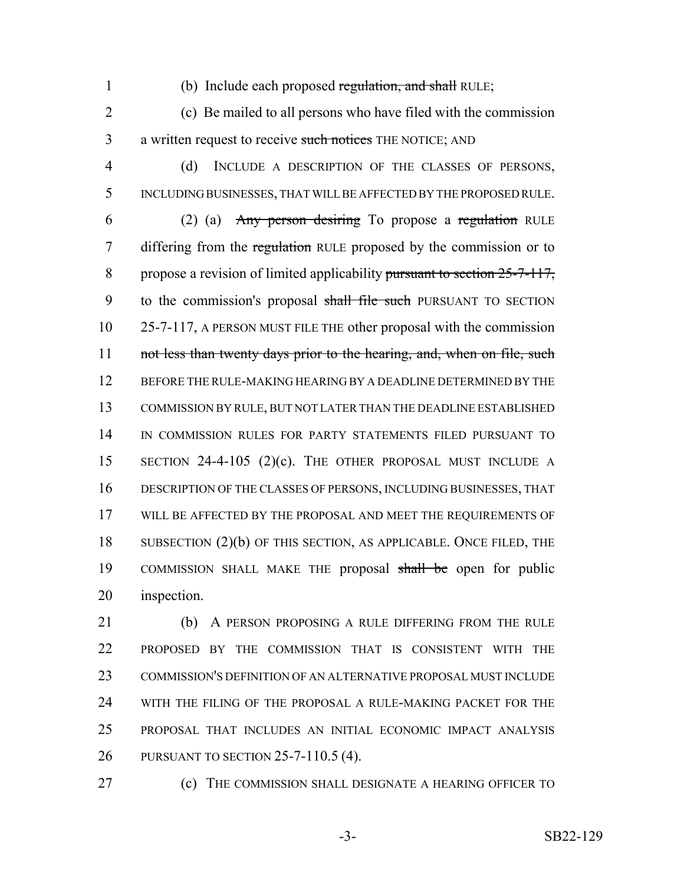(b) Include each proposed ~~regulation, and shall~~ RULE;

(c) Be mailed to all persons who have filed with the commission a written request to receive ~~such notices~~ THE NOTICE; AND

(d) INCLUDE A DESCRIPTION OF THE CLASSES OF PERSONS, INCLUDING BUSINESSES, THAT WILL BE AFFECTED BY THE PROPOSED RULE.

(2) (a) ~~Any person desiring~~ To propose a ~~regulation~~ RULE differing from the ~~regulation~~ RULE proposed by the commission or to propose a revision of limited applicability ~~pursuant to section 25-7-117,~~ to the commission's proposal ~~shall file such~~ PURSUANT TO SECTION 25-7-117, A PERSON MUST FILE THE other proposal with the commission ~~not less than twenty days prior to the hearing, and, when on file, such~~ BEFORE THE RULE-MAKING HEARING BY A DEADLINE DETERMINED BY THE COMMISSION BY RULE, BUT NOT LATER THAN THE DEADLINE ESTABLISHED IN COMMISSION RULES FOR PARTY STATEMENTS FILED PURSUANT TO SECTION 24-4-105 (2)(c). THE OTHER PROPOSAL MUST INCLUDE A DESCRIPTION OF THE CLASSES OF PERSONS, INCLUDING BUSINESSES, THAT WILL BE AFFECTED BY THE PROPOSAL AND MEET THE REQUIREMENTS OF SUBSECTION (2)(b) OF THIS SECTION, AS APPLICABLE. ONCE FILED, THE COMMISSION SHALL MAKE THE proposal ~~shall be~~ open for public inspection.

(b) A PERSON PROPOSING A RULE DIFFERING FROM THE RULE PROPOSED BY THE COMMISSION THAT IS CONSISTENT WITH THE COMMISSION'S DEFINITION OF AN ALTERNATIVE PROPOSAL MUST INCLUDE WITH THE FILING OF THE PROPOSAL A RULE-MAKING PACKET FOR THE PROPOSAL THAT INCLUDES AN INITIAL ECONOMIC IMPACT ANALYSIS PURSUANT TO SECTION 25-7-110.5 (4).

(c) THE COMMISSION SHALL DESIGNATE A HEARING OFFICER TO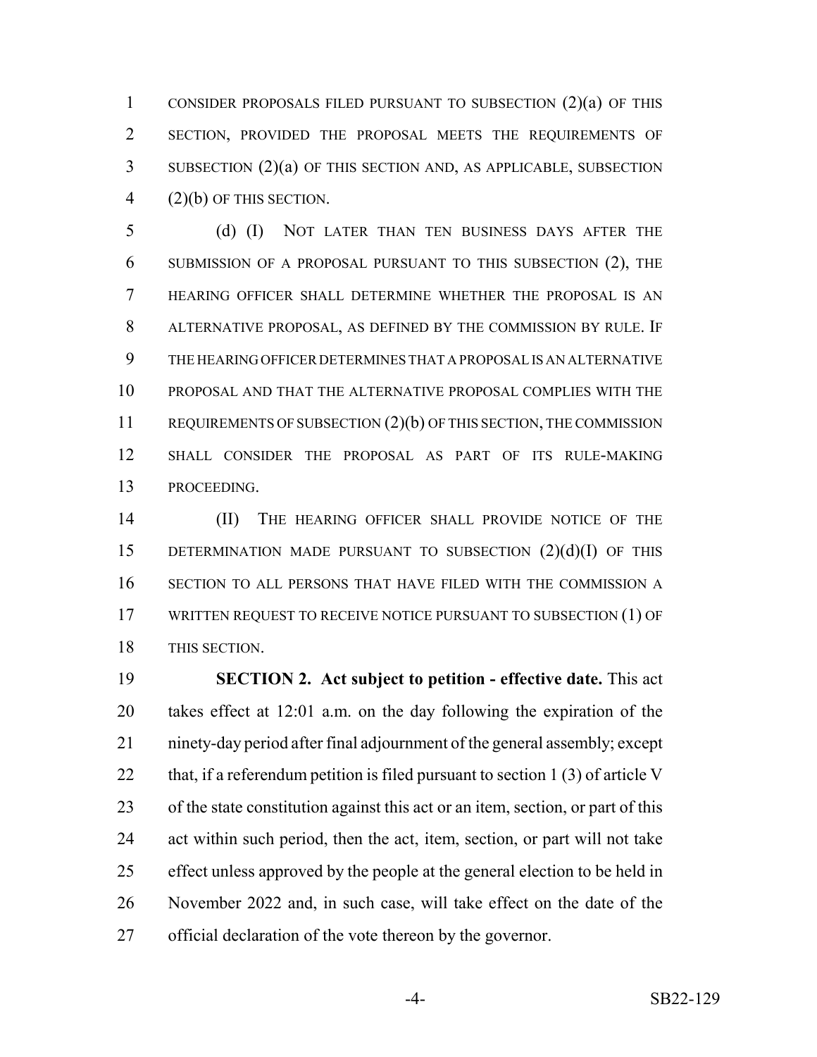CONSIDER PROPOSALS FILED PURSUANT TO SUBSECTION (2)(a) OF THIS SECTION, PROVIDED THE PROPOSAL MEETS THE REQUIREMENTS OF SUBSECTION (2)(a) OF THIS SECTION AND, AS APPLICABLE, SUBSECTION (2)(b) OF THIS SECTION.

(d) (I) NOT LATER THAN TEN BUSINESS DAYS AFTER THE SUBMISSION OF A PROPOSAL PURSUANT TO THIS SUBSECTION (2), THE HEARING OFFICER SHALL DETERMINE WHETHER THE PROPOSAL IS AN ALTERNATIVE PROPOSAL, AS DEFINED BY THE COMMISSION BY RULE. IF THE HEARING OFFICER DETERMINES THAT A PROPOSAL IS AN ALTERNATIVE PROPOSAL AND THAT THE ALTERNATIVE PROPOSAL COMPLIES WITH THE REQUIREMENTS OF SUBSECTION (2)(b) OF THIS SECTION, THE COMMISSION SHALL CONSIDER THE PROPOSAL AS PART OF ITS RULE-MAKING PROCEEDING.

(II) THE HEARING OFFICER SHALL PROVIDE NOTICE OF THE DETERMINATION MADE PURSUANT TO SUBSECTION (2)(d)(I) OF THIS SECTION TO ALL PERSONS THAT HAVE FILED WITH THE COMMISSION A WRITTEN REQUEST TO RECEIVE NOTICE PURSUANT TO SUBSECTION (1) OF THIS SECTION.

**SECTION 2. Act subject to petition - effective date.** This act takes effect at 12:01 a.m. on the day following the expiration of the ninety-day period after final adjournment of the general assembly; except that, if a referendum petition is filed pursuant to section 1 (3) of article V of the state constitution against this act or an item, section, or part of this act within such period, then the act, item, section, or part will not take effect unless approved by the people at the general election to be held in November 2022 and, in such case, will take effect on the date of the official declaration of the vote thereon by the governor.